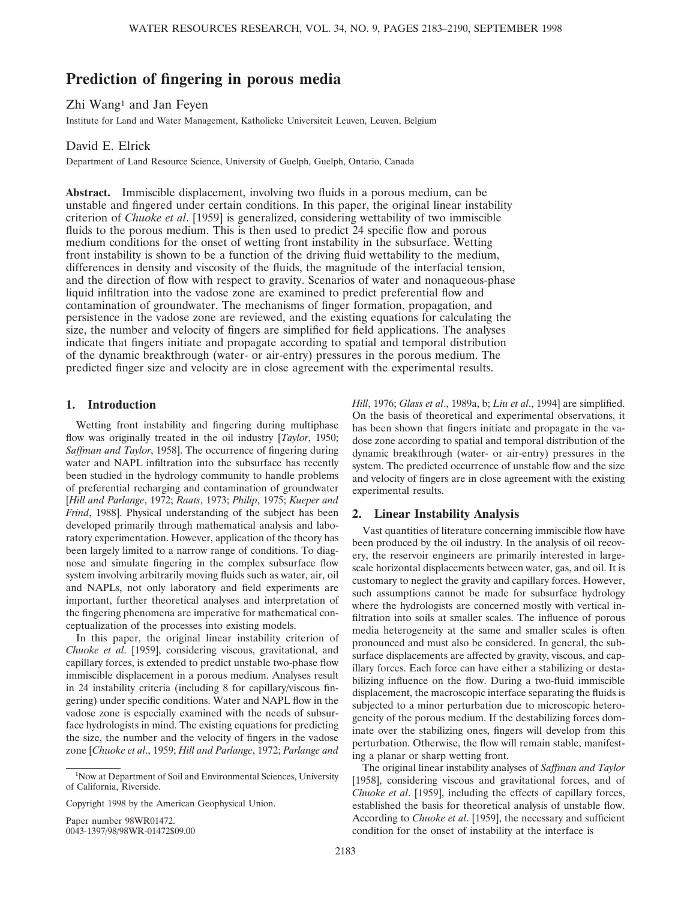# Prediction of fingering in porous media

Zhi Wang[1] and Jan Feyen

Institute for Land and Water Management, Katholieke Universiteit Leuven, Leuven, Belgium

David E. Elrick

Department of Land Resource Science, University of Guelph, Guelph, Ontario, Canada

**Abstract.** Immiscible displacement, involving two fluids in a porous medium, can be unstable and fingered under certain conditions. In this paper, the original linear instability criterion of *Chuoke et al.* [1959] is generalized, considering wettability of two immiscible fluids to the porous medium. This is then used to predict 24 specific flow and porous medium conditions for the onset of wetting front instability in the subsurface. Wetting front instability is shown to be a function of the driving fluid wettability to the medium, differences in density and viscosity of the fluids, the magnitude of the interfacial tension, and the direction of flow with respect to gravity. Scenarios of water and nonaqueous-phase liquid infiltration into the vadose zone are examined to predict preferential flow and contamination of groundwater. The mechanisms of finger formation, propagation, and persistence in the vadose zone are reviewed, and the existing equations for calculating the size, the number and velocity of fingers are simplified for field applications. The analyses indicate that fingers initiate and propagate according to spatial and temporal distribution of the dynamic breakthrough (water- or air-entry) pressures in the porous medium. The predicted finger size and velocity are in close agreement with the experimental results.

## 1. Introduction

Wetting front instability and fingering during multiphase flow was originally treated in the oil industry [*Taylor*, 1950; *Saffman and Taylor*, 1958]. The occurrence of fingering during water and NAPL infiltration into the subsurface has recently been studied in the hydrology community to handle problems of preferential recharging and contamination of groundwater [*Hill and Parlange*, 1972; *Raats*, 1973; *Philip*, 1975; *Kueper and Frind*, 1988]. Physical understanding of the subject has been developed primarily through mathematical analysis and laboratory experimentation. However, application of the theory has been largely limited to a narrow range of conditions. To diagnose and simulate fingering in the complex subsurface flow system involving arbitrarily moving fluids such as water, air, oil and NAPLs, not only laboratory and field experiments are important, further theoretical analyses and interpretation of the fingering phenomena are imperative for mathematical conceptualization of the processes into existing models.

In this paper, the original linear instability criterion of *Chuoke et al.* [1959], considering viscous, gravitational, and capillary forces, is extended to predict unstable two-phase flow immiscible displacement in a porous medium. Analyses result in 24 instability criteria (including 8 for capillary/viscous fingering) under specific conditions. Water and NAPL flow in the vadose zone is especially examined with the needs of subsurface hydrologists in mind. The existing equations for predicting the size, the number and the velocity of fingers in the vadose zone [*Chuoke et al.*, 1959; *Hill and Parlange*, 1972; *Parlange and Hill*, 1976; *Glass et al.*, 1989a, b; *Liu et al.*, 1994] are simplified. On the basis of theoretical and experimental observations, it has been shown that fingers initiate and propagate in the vadose zone according to spatial and temporal distribution of the dynamic breakthrough (water- or air-entry) pressures in the system. The predicted occurrence of unstable flow and the size and velocity of fingers are in close agreement with the existing experimental results.

## 2. Linear Instability Analysis

Vast quantities of literature concerning immiscible flow have been produced by the oil industry. In the analysis of oil recovery, the reservoir engineers are primarily interested in large-scale horizontal displacements between water, gas, and oil. It is customary to neglect the gravity and capillary forces. However, such assumptions cannot be made for subsurface hydrology where the hydrologists are concerned mostly with vertical infiltration into soils at smaller scales. The influence of porous media heterogeneity at the same and smaller scales is often pronounced and must also be considered. In general, the subsurface displacements are affected by gravity, viscous, and capillary forces. Each force can have either a stabilizing or destabilizing influence on the flow. During a two-fluid immiscible displacement, the macroscopic interface separating the fluids is subjected to a minor perturbation due to microscopic heterogeneity of the porous medium. If the destabilizing forces dominate over the stabilizing ones, fingers will develop from this perturbation. Otherwise, the flow will remain stable, manifesting a planar or sharp wetting front.

The original linear instability analyses of *Saffman and Taylor* [1958], considering viscous and gravitational forces, and of *Chuoke et al.* [1959], including the effects of capillary forces, established the basis for theoretical analysis of unstable flow. According to *Chuoke et al.* [1959], the necessary and sufficient condition for the onset of instability at the interface is

[1] Now at Department of Soil and Environmental Sciences, University of California, Riverside.

Copyright 1998 by the American Geophysical Union.

Paper number 98WR01472.
0043-1397/98/98WR-01472$09.00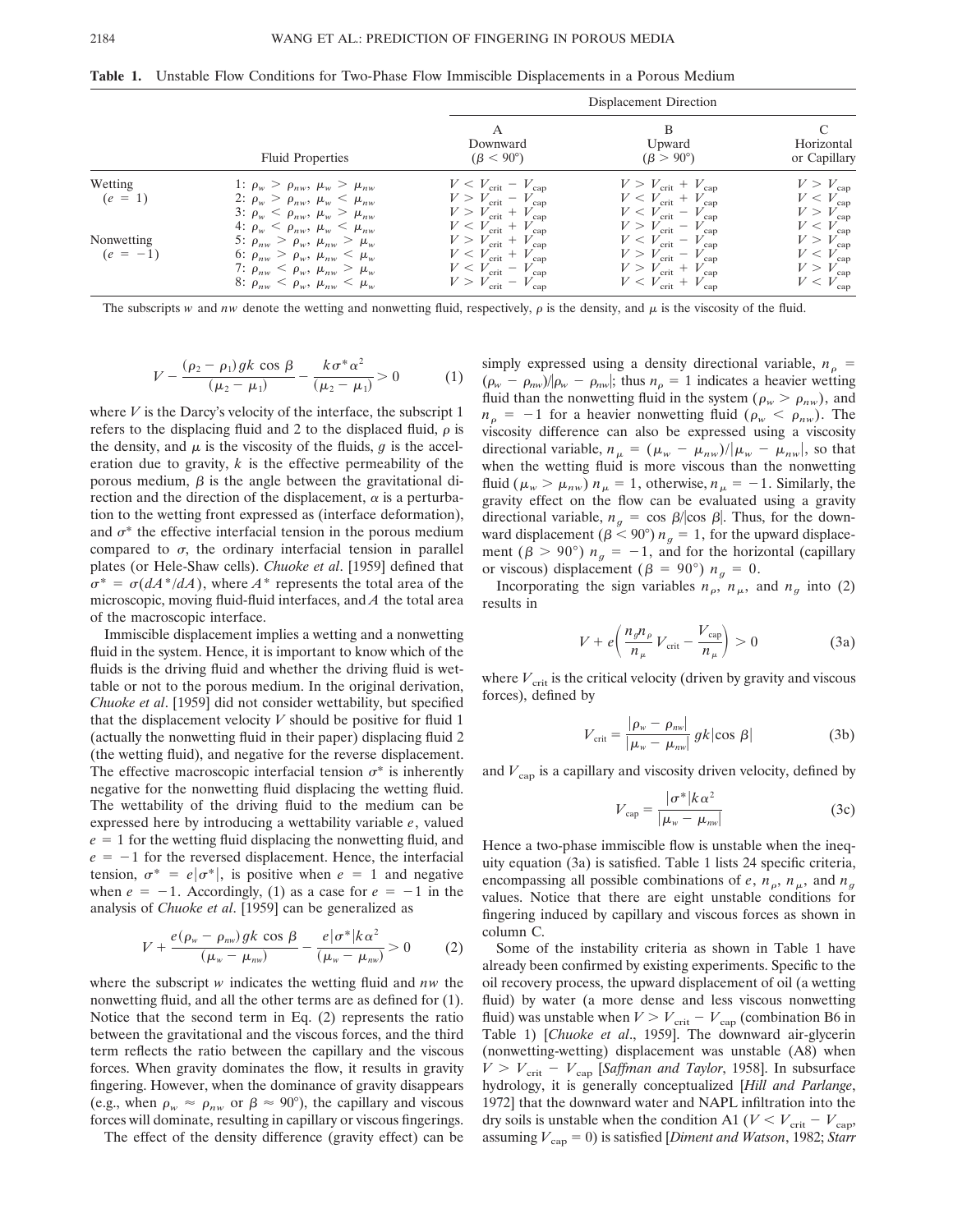**Table 1.** Unstable Flow Conditions for Two-Phase Flow Immiscible Displacements in a Porous Medium

| | | Displacement Direction | | |
|---|---|---|---|---|
| | Fluid Properties | A Downward ($\beta < 90°$) | B Upward ($\beta > 90°$) | C Horizontal or Capillary |
| Wetting ($e = 1$) | 1: $\rho_w > \rho_{nw}$, $\mu_w > \mu_{nw}$ | $V < V_{\text{crit}} - V_{\text{cap}}$ | $V > V_{\text{crit}} + V_{\text{cap}}$ | $V > V_{\text{cap}}$ |
| | 2: $\rho_w > \rho_{nw}$, $\mu_w < \mu_{nw}$ | $V > V_{\text{crit}} - V_{\text{cap}}$ | $V < V_{\text{crit}} + V_{\text{cap}}$ | $V < V_{\text{cap}}$ |
| | 3: $\rho_w < \rho_{nw}$, $\mu_w > \mu_{nw}$ | $V > V_{\text{crit}} + V_{\text{cap}}$ | $V < V_{\text{crit}} - V_{\text{cap}}$ | $V > V_{\text{cap}}$ |
| | 4: $\rho_w < \rho_{nw}$, $\mu_w < \mu_{nw}$ | $V < V_{\text{crit}} + V_{\text{cap}}$ | $V > V_{\text{crit}} - V_{\text{cap}}$ | $V < V_{\text{cap}}$ |
| Nonwetting ($e = -1$) | 5: $\rho_{nw} > \rho_w$, $\mu_{nw} > \mu_w$ | $V > V_{\text{crit}} + V_{\text{cap}}$ | $V < V_{\text{crit}} - V_{\text{cap}}$ | $V > V_{\text{cap}}$ |
| | 6: $\rho_{nw} > \rho_w$, $\mu_{nw} < \mu_w$ | $V < V_{\text{crit}} + V_{\text{cap}}$ | $V > V_{\text{crit}} - V_{\text{cap}}$ | $V < V_{\text{cap}}$ |
| | 7: $\rho_{nw} < \rho_w$, $\mu_{nw} > \mu_w$ | $V < V_{\text{crit}} - V_{\text{cap}}$ | $V > V_{\text{crit}} + V_{\text{cap}}$ | $V > V_{\text{cap}}$ |
| | 8: $\rho_{nw} < \rho_w$, $\mu_{nw} < \mu_w$ | $V > V_{\text{crit}} - V_{\text{cap}}$ | $V < V_{\text{crit}} + V_{\text{cap}}$ | $V < V_{\text{cap}}$ |

The subscripts $w$ and $nw$ denote the wetting and nonwetting fluid, respectively, $\rho$ is the density, and $\mu$ is the viscosity of the fluid.

$$V - \frac{(\rho_2 - \rho_1)gk\cos\beta}{(\mu_2 - \mu_1)} - \frac{k\sigma^*\alpha^2}{(\mu_2 - \mu_1)} > 0 \tag{1}$$

where $V$ is the Darcy's velocity of the interface, the subscript 1 refers to the displacing fluid and 2 to the displaced fluid, $\rho$ is the density, and $\mu$ is the viscosity of the fluids, $g$ is the acceleration due to gravity, $k$ is the effective permeability of the porous medium, $\beta$ is the angle between the gravitational direction and the direction of the displacement, $\alpha$ is a perturbation to the wetting front expressed as (interface deformation), and $\sigma^*$ the effective interfacial tension in the porous medium compared to $\sigma$, the ordinary interfacial tension in parallel plates (or Hele-Shaw cells). *Chuoke et al*. [1959] defined that $\sigma^* = \sigma(dA^*/dA)$, where $A^*$ represents the total area of the microscopic, moving fluid-fluid interfaces, and $A$ the total area of the macroscopic interface.

Immiscible displacement implies a wetting and a nonwetting fluid in the system. Hence, it is important to know which of the fluids is the driving fluid and whether the driving fluid is wettable or not to the porous medium. In the original derivation, *Chuoke et al*. [1959] did not consider wettability, but specified that the displacement velocity $V$ should be positive for fluid 1 (actually the nonwetting fluid in their paper) displacing fluid 2 (the wetting fluid), and negative for the reverse displacement. The effective macroscopic interfacial tension $\sigma^*$ is inherently negative for the nonwetting fluid displacing the wetting fluid. The wettability of the driving fluid to the medium can be expressed here by introducing a wettability variable $e$, valued $e = 1$ for the wetting fluid displacing the nonwetting fluid, and $e = -1$ for the reversed displacement. Hence, the interfacial tension, $\sigma^* = e|\sigma^*|$, is positive when $e = 1$ and negative when $e = -1$. Accordingly, (1) as a case for $e = -1$ in the analysis of *Chuoke et al*. [1959] can be generalized as

$$V + \frac{e(\rho_w - \rho_{nw})gk\cos\beta}{(\mu_w - \mu_{nw})} - \frac{e|\sigma^*|k\alpha^2}{(\mu_w - \mu_{nw})} > 0 \tag{2}$$

where the subscript $w$ indicates the wetting fluid and $nw$ the nonwetting fluid, and all the other terms are as defined for (1). Notice that the second term in Eq. (2) represents the ratio between the gravitational and the viscous forces, and the third term reflects the ratio between the capillary and the viscous forces. When gravity dominates the flow, it results in gravity fingering. However, when the dominance of gravity disappears (e.g., when $\rho_w \approx \rho_{nw}$ or $\beta \approx 90°$), the capillary and viscous forces will dominate, resulting in capillary or viscous fingerings.

The effect of the density difference (gravity effect) can be simply expressed using a density directional variable, $n_\rho = (\rho_w - \rho_{nw})/|\rho_w - \rho_{nw}|$; thus $n_\rho = 1$ indicates a heavier wetting fluid than the nonwetting fluid in the system ($\rho_w > \rho_{nw}$), and $n_\rho = -1$ for a heavier nonwetting fluid ($\rho_w < \rho_{nw}$). The viscosity difference can also be expressed using a viscosity directional variable, $n_\mu = (\mu_w - \mu_{nw})/|\mu_w - \mu_{nw}|$, so that when the wetting fluid is more viscous than the nonwetting fluid ($\mu_w > \mu_{nw}$) $n_\mu = 1$, otherwise, $n_\mu = -1$. Similarly, the gravity effect on the flow can be evaluated using a gravity directional variable, $n_g = \cos\beta/|\cos\beta|$. Thus, for the downward displacement ($\beta < 90°$) $n_g = 1$, for the upward displacement ($\beta > 90°$) $n_g = -1$, and for the horizontal (capillary or viscous) displacement ($\beta = 90°$) $n_g = 0$.

Incorporating the sign variables $n_\rho$, $n_\mu$, and $n_g$ into (2) results in

$$V + e\left(\frac{n_g n_\rho}{n_\mu} V_{\text{crit}} - \frac{V_{\text{cap}}}{n_\mu}\right) > 0 \tag{3a}$$

where $V_{\text{crit}}$ is the critical velocity (driven by gravity and viscous forces), defined by

$$V_{\text{crit}} = \frac{|\rho_w - \rho_{nw}|}{|\mu_w - \mu_{nw}|} gk|\cos\beta| \tag{3b}$$

and $V_{\text{cap}}$ is a capillary and viscosity driven velocity, defined by

$$V_{\text{cap}} = \frac{|\sigma^*|k\alpha^2}{|\mu_w - \mu_{nw}|} \tag{3c}$$

Hence a two-phase immiscible flow is unstable when the inequity equation (3a) is satisfied. Table 1 lists 24 specific criteria, encompassing all possible combinations of $e$, $n_\rho$, $n_\mu$, and $n_g$ values. Notice that there are eight unstable conditions for fingering induced by capillary and viscous forces as shown in column C.

Some of the instability criteria as shown in Table 1 have already been confirmed by existing experiments. Specific to the oil recovery process, the upward displacement of oil (a wetting fluid) by water (a more dense and less viscous nonwetting fluid) was unstable when $V > V_{\text{crit}} - V_{\text{cap}}$ (combination B6 in Table 1) [*Chuoke et al*., 1959]. The downward air-glycerin (nonwetting-wetting) displacement was unstable (A8) when $V > V_{\text{crit}} - V_{\text{cap}}$ [*Saffman and Taylor*, 1958]. In subsurface hydrology, it is generally conceptualized [*Hill and Parlange*, 1972] that the downward water and NAPL infiltration into the dry soils is unstable when the condition A1 ($V < V_{\text{crit}} - V_{\text{cap}}$, assuming $V_{\text{cap}} = 0$) is satisfied [*Diment and Watson*, 1982; *Starr*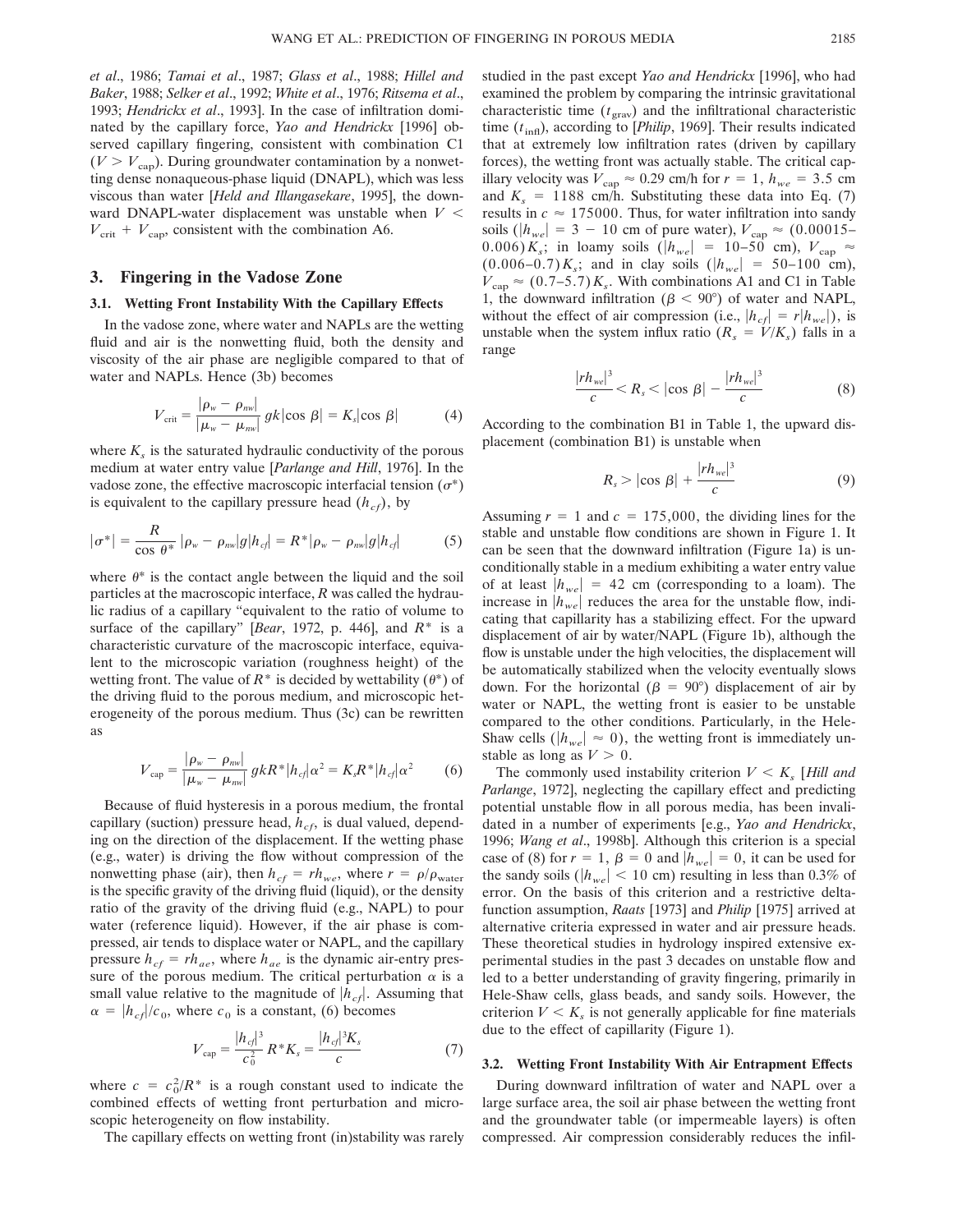*et al*., 1986; *Tamai et al*., 1987; *Glass et al*., 1988; *Hillel and Baker*, 1988; *Selker et al*., 1992; *White et al*., 1976; *Ritsema et al*., 1993; *Hendrickx et al*., 1993]. In the case of infiltration dominated by the capillary force, *Yao and Hendrickx* [1996] observed capillary fingering, consistent with combination C1 ($V > V_{cap}$). During groundwater contamination by a nonwetting dense nonaqueous-phase liquid (DNAPL), which was less viscous than water [*Held and Illangasekare*, 1995], the downward DNAPL-water displacement was unstable when $V < V_{crit} + V_{cap}$, consistent with the combination A6.

## 3. Fingering in the Vadose Zone

### 3.1. Wetting Front Instability With the Capillary Effects

In the vadose zone, where water and NAPLs are the wetting fluid and air is the nonwetting fluid, both the density and viscosity of the air phase are negligible compared to that of water and NAPLs. Hence (3b) becomes

$$V_{crit} = \frac{|\rho_w - \rho_{nw}|}{|\mu_w - \mu_{nw}|}\, gk|\cos\beta| = K_s|\cos\beta| \tag{4}$$

where $K_s$ is the saturated hydraulic conductivity of the porous medium at water entry value [*Parlange and Hill*, 1976]. In the vadose zone, the effective macroscopic interfacial tension ($\sigma^*$) is equivalent to the capillary pressure head ($h_{cf}$), by

$$|\sigma^*| = \frac{R}{\cos\theta^*}\,|\rho_w - \rho_{nw}|g|h_{cf}| = R^*|\rho_w - \rho_{nw}|g|h_{cf}| \tag{5}$$

where $\theta^*$ is the contact angle between the liquid and the soil particles at the macroscopic interface, $R$ was called the hydraulic radius of a capillary "equivalent to the ratio of volume to surface of the capillary" [*Bear*, 1972, p. 446], and $R^*$ is a characteristic curvature of the macroscopic interface, equivalent to the microscopic variation (roughness height) of the wetting front. The value of $R^*$ is decided by wettability ($\theta^*$) of the driving fluid to the porous medium, and microscopic heterogeneity of the porous medium. Thus (3c) can be rewritten as

$$V_{cap} = \frac{|\rho_w - \rho_{nw}|}{|\mu_w - \mu_{nw}|}\, gkR^*|h_{cf}|\alpha^2 = K_sR^*|h_{cf}|\alpha^2 \tag{6}$$

Because of fluid hysteresis in a porous medium, the frontal capillary (suction) pressure head, $h_{cf}$, is dual valued, depending on the direction of the displacement. If the wetting phase (e.g., water) is driving the flow without compression of the nonwetting phase (air), then $h_{cf} = rh_{we}$, where $r = \rho/\rho_{water}$ is the specific gravity of the driving fluid (liquid), or the density ratio of the gravity of the driving fluid (e.g., NAPL) to pour water (reference liquid). However, if the air phase is compressed, air tends to displace water or NAPL, and the capillary pressure $h_{cf} = rh_{ae}$, where $h_{ae}$ is the dynamic air-entry pressure of the porous medium. The critical perturbation $\alpha$ is a small value relative to the magnitude of $|h_{cf}|$. Assuming that $\alpha = |h_{cf}|/c_0$, where $c_0$ is a constant, (6) becomes

$$V_{cap} = \frac{|h_{cf}|^3}{c_0^2}\, R^*K_s = \frac{|h_{cf}|^3K_s}{c} \tag{7}$$

where $c = c_0^2/R^*$ is a rough constant used to indicate the combined effects of wetting front perturbation and microscopic heterogeneity on flow instability.

The capillary effects on wetting front (in)stability was rarely studied in the past except *Yao and Hendrickx* [1996], who had examined the problem by comparing the intrinsic gravitational characteristic time ($t_{grav}$) and the infiltrational characteristic time ($t_{infl}$), according to [*Philip*, 1969]. Their results indicated that at extremely low infiltration rates (driven by capillary forces), the wetting front was actually stable. The critical capillary velocity was $V_{cap} \approx 0.29$ cm/h for $r = 1$, $h_{we} = 3.5$ cm and $K_s = 1188$ cm/h. Substituting these data into Eq. (7) results in $c \approx 175000$. Thus, for water infiltration into sandy soils ($|h_{we}| = 3 - 10$ cm of pure water), $V_{cap} \approx (0.00015–0.006)K_s$; in loamy soils ($|h_{we}| = 10–50$ cm), $V_{cap} \approx (0.006–0.7)K_s$; and in clay soils ($|h_{we}| = 50–100$ cm), $V_{cap} \approx (0.7–5.7)K_s$. With combinations A1 and C1 in Table 1, the downward infiltration ($\beta < 90°$) of water and NAPL, without the effect of air compression (i.e., $|h_{cf}| = r|h_{we}|$), is unstable when the system influx ratio ($R_s = V/K_s$) falls in a range

$$\frac{|rh_{we}|^3}{c} < R_s < |\cos\beta| - \frac{|rh_{we}|^3}{c} \tag{8}$$

According to the combination B1 in Table 1, the upward displacement (combination B1) is unstable when

$$R_s > |\cos\beta| + \frac{|rh_{we}|^3}{c} \tag{9}$$

Assuming $r = 1$ and $c = 175{,}000$, the dividing lines for the stable and unstable flow conditions are shown in Figure 1. It can be seen that the downward infiltration (Figure 1a) is unconditionally stable in a medium exhibiting a water entry value of at least $|h_{we}| = 42$ cm (corresponding to a loam). The increase in $|h_{we}|$ reduces the area for the unstable flow, indicating that capillarity has a stabilizing effect. For the upward displacement of air by water/NAPL (Figure 1b), although the flow is unstable under the high velocities, the displacement will be automatically stabilized when the velocity eventually slows down. For the horizontal ($\beta = 90°$) displacement of air by water or NAPL, the wetting front is easier to be unstable compared to the other conditions. Particularly, in the Hele-Shaw cells ($|h_{we}| \approx 0$), the wetting front is immediately unstable as long as $V > 0$.

The commonly used instability criterion $V < K_s$ [*Hill and Parlange*, 1972], neglecting the capillary effect and predicting potential unstable flow in all porous media, has been invalidated in a number of experiments [e.g., *Yao and Hendrickx*, 1996; *Wang et al*., 1998b]. Although this criterion is a special case of (8) for $r = 1$, $\beta = 0$ and $|h_{we}| = 0$, it can be used for the sandy soils ($|h_{we}| < 10$ cm) resulting in less than 0.3% of error. On the basis of this criterion and a restrictive delta-function assumption, *Raats* [1973] and *Philip* [1975] arrived at alternative criteria expressed in water and air pressure heads. These theoretical studies in hydrology inspired extensive experimental studies in the past 3 decades on unstable flow and led to a better understanding of gravity fingering, primarily in Hele-Shaw cells, glass beads, and sandy soils. However, the criterion $V < K_s$ is not generally applicable for fine materials due to the effect of capillarity (Figure 1).

### 3.2. Wetting Front Instability With Air Entrapment Effects

During downward infiltration of water and NAPL over a large surface area, the soil air phase between the wetting front and the groundwater table (or impermeable layers) is often compressed. Air compression considerably reduces the infil-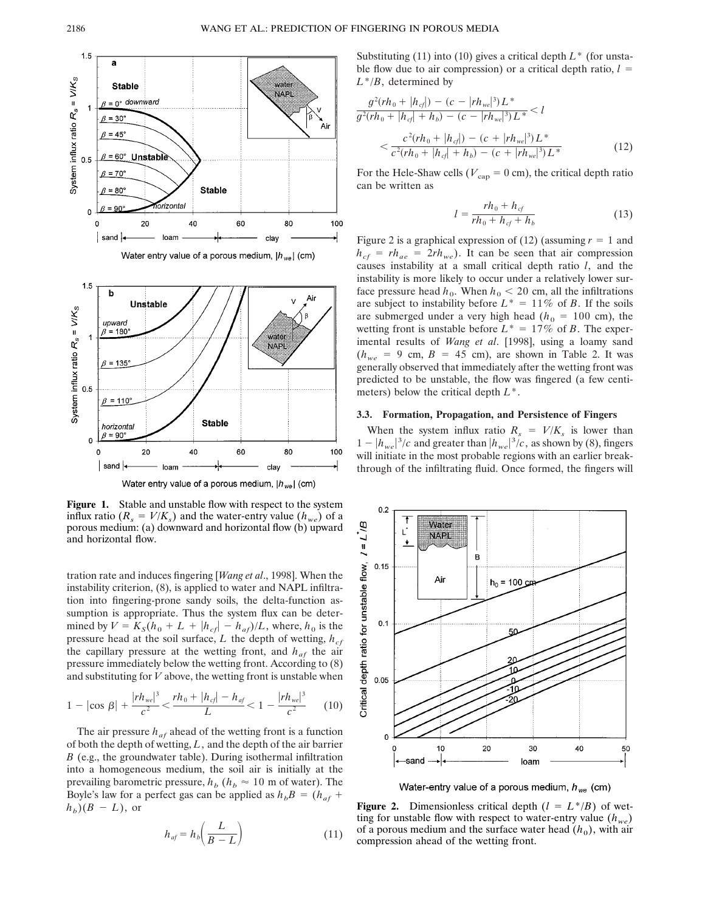**Figure 1.** Stable and unstable flow with respect to the system influx ratio ($R_s = V/K_s$) and the water-entry value ($h_{we}$) of a porous medium: (a) downward and horizontal flow (b) upward and horizontal flow.

tration rate and induces fingering [*Wang et al.*, 1998]. When the instability criterion, (8), is applied to water and NAPL infiltration into fingering-prone sandy soils, the delta-function assumption is appropriate. Thus the system flux can be determined by $V = K_S(h_0 + L + |h_{cf}| - h_{af})/L$, where, $h_0$ is the pressure head at the soil surface, $L$ the depth of wetting, $h_{cf}$ the capillary pressure at the wetting front, and $h_{af}$ the air pressure immediately below the wetting front. According to (8) and substituting for $V$ above, the wetting front is unstable when

$$1 - |\cos \beta| + \frac{|rh_{we}|^3}{c^2} < \frac{rh_0 + |h_{cf}| - h_{af}}{L} < 1 - \frac{|rh_{we}|^3}{c^2} \tag{10}$$

The air pressure $h_{af}$ ahead of the wetting front is a function of both the depth of wetting, $L$, and the depth of the air barrier $B$ (e.g., the groundwater table). During isothermal infiltration into a homogeneous medium, the soil air is initially at the prevailing barometric pressure, $h_b$ ($h_b \approx 10$ m of water). The Boyle's law for a perfect gas can be applied as $h_b B = (h_{af} + h_b)(B - L)$, or

$$h_{af} = h_b\left(\frac{L}{B - L}\right) \tag{11}$$

Substituting (11) into (10) gives a critical depth $L^*$ (for unstable flow due to air compression) or a critical depth ratio, $l = L^*/B$, determined by

$$\frac{g^2(rh_0 + |h_{cf}|) - (c - |rh_{we}|^3)L^*}{g^2(rh_0 + |h_{cf}| + h_b) - (c - |rh_{we}|^3)L^*} < l < \frac{c^2(rh_0 + |h_{cf}|) - (c + |rh_{we}|^3)L^*}{c^2(rh_0 + |h_{cf}| + h_b) - (c + |rh_{we}|^3)L^*} \tag{12}$$

For the Hele-Shaw cells ($V_{\text{cap}} = 0$ cm), the critical depth ratio can be written as

$$l = \frac{rh_0 + h_{cf}}{rh_0 + h_{cf} + h_b} \tag{13}$$

Figure 2 is a graphical expression of (12) (assuming $r = 1$ and $h_{cf} = rh_{ae} = 2rh_{we}$). It can be seen that air compression causes instability at a small critical depth ratio $l$, and the instability is more likely to occur under a relatively lower surface pressure head $h_0$. When $h_0 < 20$ cm, all the infiltrations are subject to instability before $L^* = 11\%$ of $B$. If the soils are submerged under a very high head ($h_0 = 100$ cm), the wetting front is unstable before $L^* = 17\%$ of $B$. The experimental results of *Wang et al.* [1998], using a loamy sand ($h_{we} = 9$ cm, $B = 45$ cm), are shown in Table 2. It was generally observed that immediately after the wetting front was predicted to be unstable, the flow was fingered (a few centimeters) below the critical depth $L^*$.

### 3.3. Formation, Propagation, and Persistence of Fingers

When the system influx ratio $R_s = V/K_s$ is lower than $1 - |h_{we}|^3/c$ and greater than $|h_{we}|^3/c$, as shown by (8), fingers will initiate in the most probable regions with an earlier breakthrough of the infiltrating fluid. Once formed, the fingers will

**Figure 2.** Dimensionless critical depth ($l = L^*/B$) of wetting for unstable flow with respect to water-entry value ($h_{we}$) of a porous medium and the surface water head ($h_0$), with air compression ahead of the wetting front.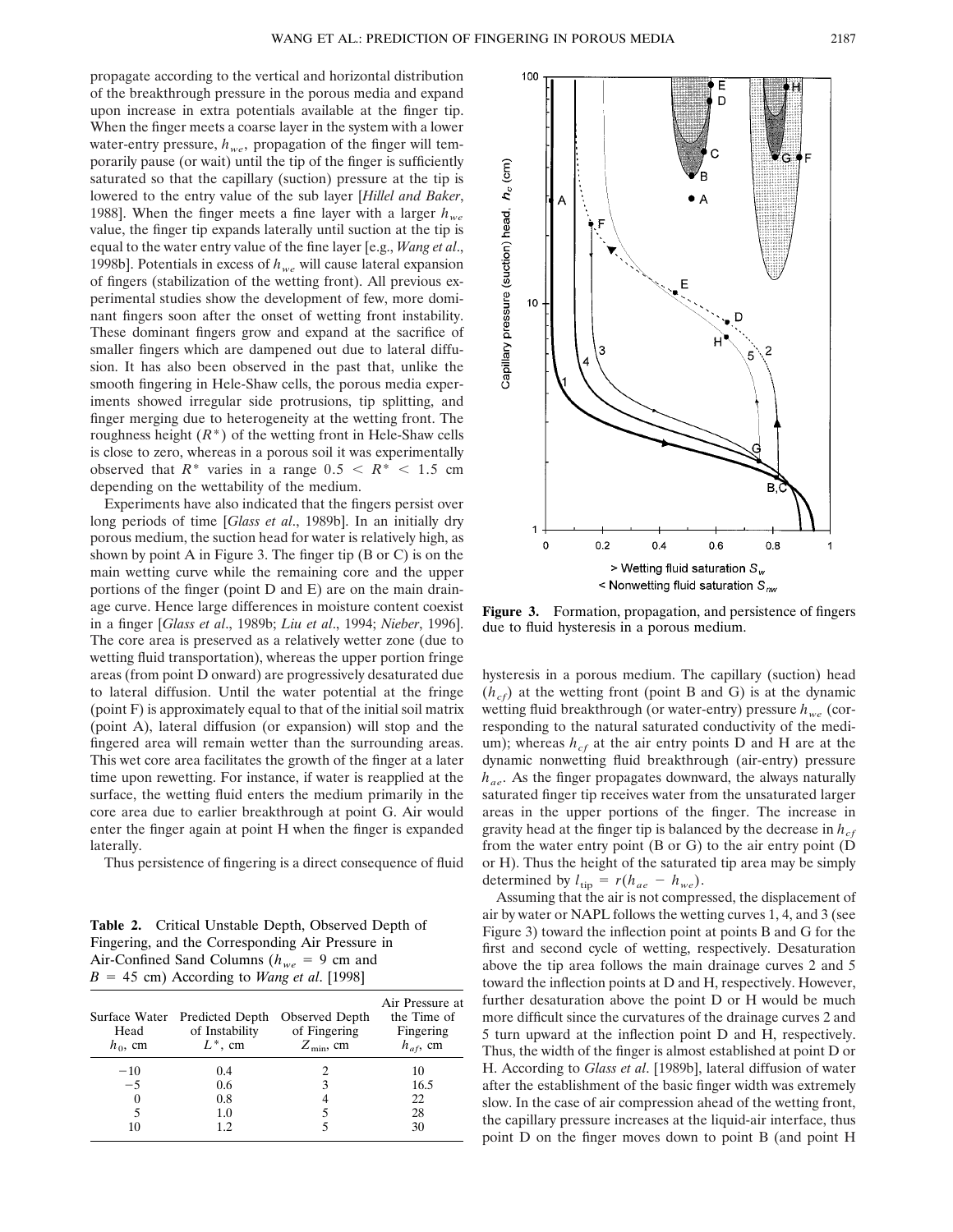propagate according to the vertical and horizontal distribution of the breakthrough pressure in the porous media and expand upon increase in extra potentials available at the finger tip. When the finger meets a coarse layer in the system with a lower water-entry pressure, $h_{we}$, propagation of the finger will temporarily pause (or wait) until the tip of the finger is sufficiently saturated so that the capillary (suction) pressure at the tip is lowered to the entry value of the sub layer [*Hillel and Baker*, 1988]. When the finger meets a fine layer with a larger $h_{we}$ value, the finger tip expands laterally until suction at the tip is equal to the water entry value of the fine layer [e.g., *Wang et al*., 1998b]. Potentials in excess of $h_{we}$ will cause lateral expansion of fingers (stabilization of the wetting front). All previous experimental studies show the development of few, more dominant fingers soon after the onset of wetting front instability. These dominant fingers grow and expand at the sacrifice of smaller fingers which are dampened out due to lateral diffusion. It has also been observed in the past that, unlike the smooth fingering in Hele-Shaw cells, the porous media experiments showed irregular side protrusions, tip splitting, and finger merging due to heterogeneity at the wetting front. The roughness height ($R^*$) of the wetting front in Hele-Shaw cells is close to zero, whereas in a porous soil it was experimentally observed that $R^*$ varies in a range $0.5 < R^* < 1.5$ cm depending on the wettability of the medium.

Experiments have also indicated that the fingers persist over long periods of time [*Glass et al*., 1989b]. In an initially dry porous medium, the suction head for water is relatively high, as shown by point A in Figure 3. The finger tip (B or C) is on the main wetting curve while the remaining core and the upper portions of the finger (point D and E) are on the main drainage curve. Hence large differences in moisture content coexist in a finger [*Glass et al*., 1989b; *Liu et al*., 1994; *Nieber*, 1996]. The core area is preserved as a relatively wetter zone (due to wetting fluid transportation), whereas the upper portion fringe areas (from point D onward) are progressively desaturated due to lateral diffusion. Until the water potential at the fringe (point F) is approximately equal to that of the initial soil matrix (point A), lateral diffusion (or expansion) will stop and the fingered area will remain wetter than the surrounding areas. This wet core area facilitates the growth of the finger at a later time upon rewetting. For instance, if water is reapplied at the surface, the wetting fluid enters the medium primarily in the core area due to earlier breakthrough at point G. Air would enter the finger again at point H when the finger is expanded laterally.

Thus persistence of fingering is a direct consequence of fluid hysteresis in a porous medium. The capillary (suction) head ($h_{cf}$) at the wetting front (point B and G) is at the dynamic wetting fluid breakthrough (or water-entry) pressure $h_{we}$ (corresponding to the natural saturated conductivity of the medium); whereas $h_{cf}$ at the air entry points D and H are at the dynamic nonwetting fluid breakthrough (air-entry) pressure $h_{ae}$. As the finger propagates downward, the always naturally saturated finger tip receives water from the unsaturated larger areas in the upper portions of the finger. The increase in gravity head at the finger tip is balanced by the decrease in $h_{cf}$ from the water entry point (B or G) to the air entry point (D or H). Thus the height of the saturated tip area may be simply determined by $l_{\text{tip}} = r(h_{ae} - h_{we})$.

Figure 3. Formation, propagation, and persistence of fingers due to fluid hysteresis in a porous medium.

Assuming that the air is not compressed, the displacement of air by water or NAPL follows the wetting curves 1, 4, and 3 (see Figure 3) toward the inflection point at points B and G for the first and second cycle of wetting, respectively. Desaturation above the tip area follows the main drainage curves 2 and 5 toward the inflection points at D and H, respectively. However, further desaturation above the point D or H would be much more difficult since the curvatures of the drainage curves 2 and 5 turn upward at the inflection point D and H, respectively. Thus, the width of the finger is almost established at point D or H. According to *Glass et al*. [1989b], lateral diffusion of water after the establishment of the basic finger width was extremely slow. In the case of air compression ahead of the wetting front, the capillary pressure increases at the liquid-air interface, thus point D on the finger moves down to point B (and point H

**Table 2.** Critical Unstable Depth, Observed Depth of Fingering, and the Corresponding Air Pressure in Air-Confined Sand Columns ($h_{we}$ = 9 cm and $B$ = 45 cm) According to *Wang et al*. [1998]

| Surface Water Head $h_0$, cm | Predicted Depth of Instability $L^*$, cm | Observed Depth of Fingering $Z_{\min}$, cm | Air Pressure at the Time of Fingering $h_{af}$, cm |
|---|---|---|---|
| −10 | 0.4 | 2 | 10 |
| −5 | 0.6 | 3 | 16.5 |
| 0 | 0.8 | 4 | 22 |
| 5 | 1.0 | 5 | 28 |
| 10 | 1.2 | 5 | 30 |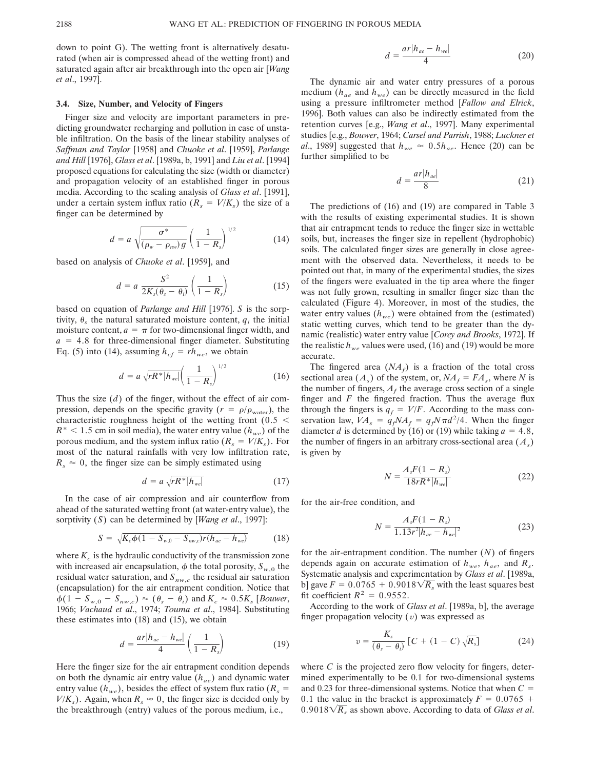down to point G). The wetting front is alternatively desaturated (when air is compressed ahead of the wetting front) and saturated again after air breakthrough into the open air [*Wang et al*., 1997].

### 3.4. Size, Number, and Velocity of Fingers

Finger size and velocity are important parameters in predicting groundwater recharging and pollution in case of unstable infiltration. On the basis of the linear stability analyses of *Saffman and Taylor* [1958] and *Chuoke et al*. [1959], *Parlange and Hill* [1976], *Glass et al*. [1989a, b, 1991] and *Liu et al*. [1994] proposed equations for calculating the size (width or diameter) and propagation velocity of an established finger in porous media. According to the scaling analysis of *Glass et al*. [1991], under a certain system influx ratio ($R_s = V/K_s$) the size of a finger can be determined by

$$d = a\sqrt{\frac{\sigma^*}{(\rho_w - \rho_{nw})g}}\left(\frac{1}{1-R_s}\right)^{1/2} \tag{14}$$

based on analysis of *Chuoke et al*. [1959], and

$$d = a\,\frac{S^2}{2K_s(\theta_s - \theta_i)}\left(\frac{1}{1-R_s}\right) \tag{15}$$

based on equation of *Parlange and Hill* [1976]. $S$ is the sorptivity, $\theta_s$ the natural saturated moisture content, $q_i$ the initial moisture content, $a = \pi$ for two-dimensional finger width, and $a = 4.8$ for three-dimensional finger diameter. Substituting Eq. (5) into (14), assuming $h_{cf} = rh_{we}$, we obtain

$$d = a\sqrt{rR^*|h_{we}|}\left(\frac{1}{1-R_s}\right)^{1/2} \tag{16}$$

Thus the size ($d$) of the finger, without the effect of air compression, depends on the specific gravity ($r = \rho/\rho_{\text{water}}$), the characteristic roughness height of the wetting front ($0.5 < R^* < 1.5$ cm in soil media), the water entry value ($h_{we}$) of the porous medium, and the system influx ratio ($R_s = V/K_s$). For most of the natural rainfalls with very low infiltration rate, $R_s \approx 0$, the finger size can be simply estimated using

$$d = a\sqrt{rR^*|h_{we}|} \tag{17}$$

In the case of air compression and air counterflow from ahead of the saturated wetting front (at water-entry value), the sorptivity ($S$) can be determined by [*Wang et al*., 1997]:

$$S = \sqrt{K_c\phi(1 - S_{w,0} - S_{nw,c})r(h_{ae} - h_{we})} \tag{18}$$

where $K_c$ is the hydraulic conductivity of the transmission zone with increased air encapsulation, $\phi$ the total porosity, $S_{w,0}$ the residual water saturation, and $S_{nw,c}$ the residual air saturation (encapsulation) for the air entrapment condition. Notice that $\phi(1 - S_{w,0} - S_{nw,c}) \approx (\theta_s - \theta_i)$ and $K_c \approx 0.5K_s$ [*Bouwer*, 1966; *Vachaud et al*., 1974; *Touma et al*., 1984]. Substituting these estimates into (18) and (15), we obtain

$$d = \frac{ar|h_{ae} - h_{we}|}{4}\left(\frac{1}{1-R_s}\right) \tag{19}$$

Here the finger size for the air entrapment condition depends on both the dynamic air entry value ($h_{ae}$) and dynamic water entry value ($h_{we}$), besides the effect of system flux ratio ($R_s = V/K_s$). Again, when $R_s \approx 0$, the finger size is decided only by the breakthrough (entry) values of the porous medium, i.e.,

$$d = \frac{ar|h_{ae} - h_{we}|}{4} \tag{20}$$

The dynamic air and water entry pressures of a porous medium ($h_{ae}$ and $h_{we}$) can be directly measured in the field using a pressure infiltrometer method [*Fallow and Elrick*, 1996]. Both values can also be indirectly estimated from the retention curves [e.g., *Wang et al*., 1997]. Many experimental studies [e.g., *Bouwer*, 1964; *Carsel and Parrish*, 1988; *Luckner et al*., 1989] suggested that $h_{we} \approx 0.5h_{ae}$. Hence (20) can be further simplified to be

$$d = \frac{ar|h_{ae}|}{8} \tag{21}$$

The predictions of (16) and (19) are compared in Table 3 with the results of existing experimental studies. It is shown that air entrapment tends to reduce the finger size in wettable soils, but, increases the finger size in repellent (hydrophobic) soils. The calculated finger sizes are generally in close agreement with the observed data. Nevertheless, it needs to be pointed out that, in many of the experimental studies, the sizes of the fingers were evaluated in the tip area where the finger was not fully grown, resulting in smaller finger size than the calculated (Figure 4). Moreover, in most of the studies, the water entry values ($h_{we}$) were obtained from the (estimated) static wetting curves, which tend to be greater than the dynamic (realistic) water entry value [*Corey and Brooks*, 1972]. If the realistic $h_{we}$ values were used, (16) and (19) would be more accurate.

The fingered area ($NA_f$) is a fraction of the total cross sectional area ($A_s$) of the system, or, $NA_f = FA_s$, where $N$ is the number of fingers, $A_f$ the average cross section of a single finger and $F$ the fingered fraction. Thus the average flux through the fingers is $q_f = V/F$. According to the mass conservation law, $VA_s = q_fNA_f = q_fN\pi d^2/4$. When the finger diameter $d$ is determined by (16) or (19) while taking $a = 4.8$, the number of fingers in an arbitrary cross-sectional area ($A_s$) is given by

$$N = \frac{A_sF(1-R_s)}{18rR^*|h_{we}|} \tag{22}$$

for the air-free condition, and

$$N = \frac{A_sF(1-R_s)}{1.13r^2|h_{ae} - h_{we}|^2} \tag{23}$$

for the air-entrapment condition. The number ($N$) of fingers depends again on accurate estimation of $h_{we}$, $h_{ae}$, and $R_s$. Systematic analysis and experimentation by *Glass et al*. [1989a, b] gave $F = 0.0765 + 0.9018\sqrt{R_s}$ with the least squares best fit coefficient $R^2 = 0.9552$.

According to the work of *Glass et al*. [1989a, b], the average finger propagation velocity ($v$) was expressed as

$$v = \frac{K_s}{(\theta_s - \theta_i)}\left[C + (1-C)\sqrt{R_s}\right] \tag{24}$$

where $C$ is the projected zero flow velocity for fingers, determined experimentally to be 0.1 for two-dimensional systems and 0.23 for three-dimensional systems. Notice that when $C = 0.1$ the value in the bracket is approximately $F = 0.0765 + 0.9018\sqrt{R_s}$ as shown above. According to data of *Glass et al*.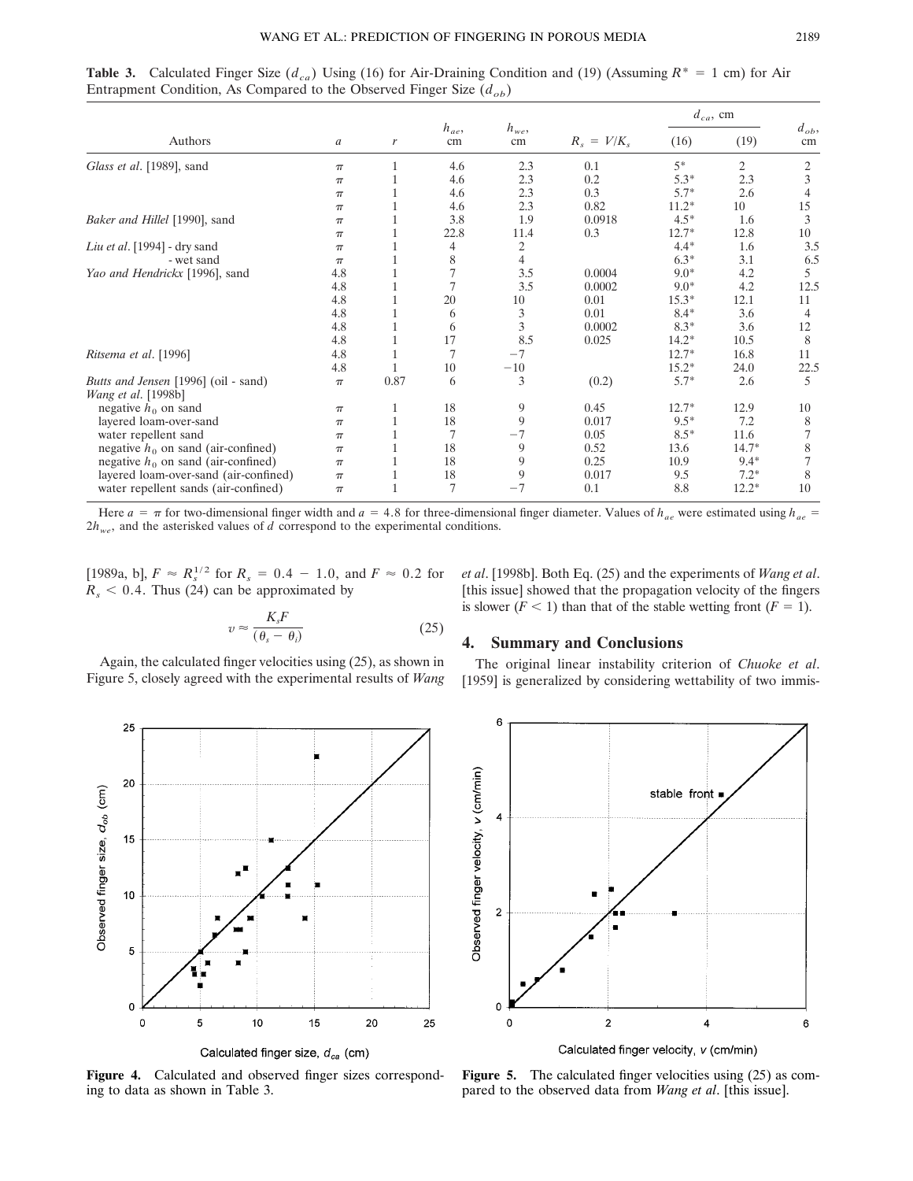**Table 3.** Calculated Finger Size ($d_{ca}$) Using (16) for Air-Draining Condition and (19) (Assuming $R^* = 1$ cm) for Air Entrapment Condition, As Compared to the Observed Finger Size ($d_{ob}$)

| Authors | $a$ | $r$ | $h_{ae}$, cm | $h_{we}$, cm | $R_s = V/K_s$ | $d_{ca}$, cm (16) | $d_{ca}$, cm (19) | $d_{ob}$, cm |
|---|---|---|---|---|---|---|---|---|
| *Glass et al.* [1989], sand | $\pi$ | 1 | 4.6 | 2.3 | 0.1 | 5* | 2 | 2 |
| | $\pi$ | 1 | 4.6 | 2.3 | 0.2 | 5.3* | 2.3 | 3 |
| | $\pi$ | 1 | 4.6 | 2.3 | 0.3 | 5.7* | 2.6 | 4 |
| | $\pi$ | 1 | 4.6 | 2.3 | 0.82 | 11.2* | 10 | 15 |
| *Baker and Hillel* [1990], sand | $\pi$ | 1 | 3.8 | 1.9 | 0.0918 | 4.5* | 1.6 | 3 |
| | $\pi$ | 1 | 22.8 | 11.4 | 0.3 | 12.7* | 12.8 | 10 |
| *Liu et al.* [1994] - dry sand | $\pi$ | 1 | 4 | 2 | | 4.4* | 1.6 | 3.5 |
| - wet sand | $\pi$ | 1 | 8 | 4 | | 6.3* | 3.1 | 6.5 |
| *Yao and Hendrickx* [1996], sand | 4.8 | 1 | 7 | 3.5 | 0.0004 | 9.0* | 4.2 | 5 |
| | 4.8 | 1 | 7 | 3.5 | 0.0002 | 9.0* | 4.2 | 12.5 |
| | 4.8 | 1 | 20 | 10 | 0.01 | 15.3* | 12.1 | 11 |
| | 4.8 | 1 | 6 | 3 | 0.01 | 8.4* | 3.6 | 4 |
| | 4.8 | 1 | 6 | 3 | 0.0002 | 8.3* | 3.6 | 12 |
| | 4.8 | 1 | 17 | 8.5 | 0.025 | 14.2* | 10.5 | 8 |
| *Ritsema et al.* [1996] | 4.8 | 1 | 7 | −7 | | 12.7* | 16.8 | 11 |
| | 4.8 | 1 | 10 | −10 | | 15.2* | 24.0 | 22.5 |
| *Butts and Jensen* [1996] (oil - sand) | $\pi$ | 0.87 | 6 | 3 | (0.2) | 5.7* | 2.6 | 5 |
| *Wang et al.* [1998b] | | | | | | | | |
| negative $h_0$ on sand | $\pi$ | 1 | 18 | 9 | 0.45 | 12.7* | 12.9 | 10 |
| layered loam-over-sand | $\pi$ | 1 | 18 | 9 | 0.017 | 9.5* | 7.2 | 8 |
| water repellent sand | $\pi$ | 1 | 7 | −7 | 0.05 | 8.5* | 11.6 | 7 |
| negative $h_0$ on sand (air-confined) | $\pi$ | 1 | 18 | 9 | 0.52 | 13.6 | 14.7* | 8 |
| negative $h_0$ on sand (air-confined) | $\pi$ | 1 | 18 | 9 | 0.25 | 10.9 | 9.4* | 7 |
| layered loam-over-sand (air-confined) | $\pi$ | 1 | 18 | 9 | 0.017 | 9.5 | 7.2* | 8 |
| water repellent sands (air-confined) | $\pi$ | 1 | 7 | −7 | 0.1 | 8.8 | 12.2* | 10 |

Here $a = \pi$ for two-dimensional finger width and $a = 4.8$ for three-dimensional finger diameter. Values of $h_{ae}$ were estimated using $h_{ae} = 2h_{we}$, and the asterisked values of $d$ correspond to the experimental conditions.

[1989a, b], $F \approx R_s^{1/2}$ for $R_s = 0.4 - 1.0$, and $F \approx 0.2$ for $R_s < 0.4$. Thus (24) can be approximated by

$$v \approx \frac{K_s F}{(\theta_s - \theta_i)} \tag{25}$$

Again, the calculated finger velocities using (25), as shown in Figure 5, closely agreed with the experimental results of *Wang et al*. [1998b]. Both Eq. (25) and the experiments of *Wang et al*. [this issue] showed that the propagation velocity of the fingers is slower ($F < 1$) than that of the stable wetting front ($F = 1$).

## 4. Summary and Conclusions

The original linear instability criterion of *Chuoke et al*. [1959] is generalized by considering wettability of two immis-

**Figure 4.** Calculated and observed finger sizes corresponding to data as shown in Table 3.

**Figure 5.** The calculated finger velocities using (25) as compared to the observed data from *Wang et al*. [this issue].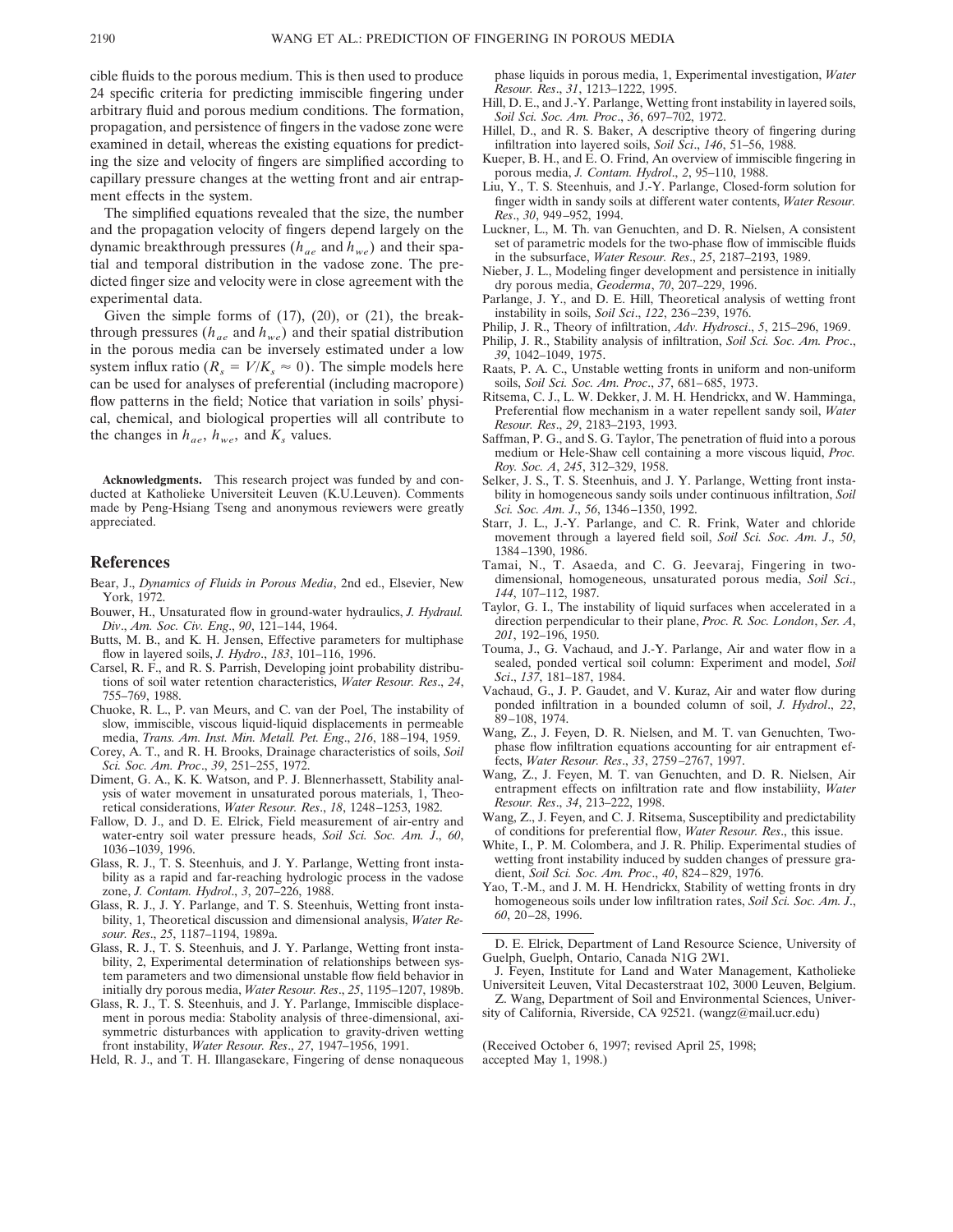cible fluids to the porous medium. This is then used to produce 24 specific criteria for predicting immiscible fingering under arbitrary fluid and porous medium conditions. The formation, propagation, and persistence of fingers in the vadose zone were examined in detail, whereas the existing equations for predicting the size and velocity of fingers are simplified according to capillary pressure changes at the wetting front and air entrapment effects in the system.

The simplified equations revealed that the size, the number and the propagation velocity of fingers depend largely on the dynamic breakthrough pressures ($h_{ae}$ and $h_{we}$) and their spatial and temporal distribution in the vadose zone. The predicted finger size and velocity were in close agreement with the experimental data.

Given the simple forms of (17), (20), or (21), the breakthrough pressures ($h_{ae}$ and $h_{we}$) and their spatial distribution in the porous media can be inversely estimated under a low system influx ratio ($R_s = V/K_s \approx 0$). The simple models here can be used for analyses of preferential (including macropore) flow patterns in the field; Notice that variation in soils' physical, chemical, and biological properties will all contribute to the changes in $h_{ae}$, $h_{we}$, and $K_s$ values.

**Acknowledgments.** This research project was funded by and conducted at Katholieke Universiteit Leuven (K.U.Leuven). Comments made by Peng-Hsiang Tseng and anonymous reviewers were greatly appreciated.

## References

Bear, J., *Dynamics of Fluids in Porous Media*, 2nd ed., Elsevier, New York, 1972.

Bouwer, H., Unsaturated flow in ground-water hydraulics, *J. Hydraul. Div., Am. Soc. Civ. Eng.*, *90*, 121–144, 1964.

Butts, M. B., and K. H. Jensen, Effective parameters for multiphase flow in layered soils, *J. Hydro.*, *183*, 101–116, 1996.

Carsel, R. F., and R. S. Parrish, Developing joint probability distributions of soil water retention characteristics, *Water Resour. Res.*, *24*, 755–769, 1988.

Chuoke, R. L., P. van Meurs, and C. van der Poel, The instability of slow, immiscible, viscous liquid-liquid displacements in permeable media, *Trans. Am. Inst. Min. Metall. Pet. Eng.*, *216*, 188–194, 1959.

Corey, A. T., and R. H. Brooks, Drainage characteristics of soils, *Soil Sci. Soc. Am. Proc.*, *39*, 251–255, 1972.

Diment, G. A., K. K. Watson, and P. J. Blennerhassett, Stability analysis of water movement in unsaturated porous materials, 1, Theoretical considerations, *Water Resour. Res.*, *18*, 1248–1253, 1982.

Fallow, D. J., and D. E. Elrick, Field measurement of air-entry and water-entry soil water pressure heads, *Soil Sci. Soc. Am. J.*, *60*, 1036–1039, 1996.

Glass, R. J., T. S. Steenhuis, and J. Y. Parlange, Wetting front instability as a rapid and far-reaching hydrologic process in the vadose zone, *J. Contam. Hydrol.*, *3*, 207–226, 1988.

Glass, R. J., J. Y. Parlange, and T. S. Steenhuis, Wetting front instability, 1, Theoretical discussion and dimensional analysis, *Water Resour. Res.*, *25*, 1187–1194, 1989a.

Glass, R. J., T. S. Steenhuis, and J. Y. Parlange, Wetting front instability, 2, Experimental determination of relationships between system parameters and two dimensional unstable flow field behavior in initially dry porous media, *Water Resour. Res.*, *25*, 1195–1207, 1989b.

Glass, R. J., T. S. Steenhuis, and J. Y. Parlange, Immiscible displacement in porous media: Stabolity analysis of three-dimensional, axisymmetric disturbances with application to gravity-driven wetting front instability, *Water Resour. Res.*, *27*, 1947–1956, 1991.

Held, R. J., and T. H. Illangasekare, Fingering of dense nonaqueous phase liquids in porous media, 1, Experimental investigation, *Water Resour. Res.*, *31*, 1213–1222, 1995.

Hill, D. E., and J.-Y. Parlange, Wetting front instability in layered soils, *Soil Sci. Soc. Am. Proc.*, *36*, 697–702, 1972.

Hillel, D., and R. S. Baker, A descriptive theory of fingering during infiltration into layered soils, *Soil Sci.*, *146*, 51–56, 1988.

Kueper, B. H., and E. O. Frind, An overview of immiscible fingering in porous media, *J. Contam. Hydrol.*, *2*, 95–110, 1988.

Liu, Y., T. S. Steenhuis, and J.-Y. Parlange, Closed-form solution for finger width in sandy soils at different water contents, *Water Resour. Res.*, *30*, 949–952, 1994.

Luckner, L., M. Th. van Genuchten, and D. R. Nielsen, A consistent set of parametric models for the two-phase flow of immiscible fluids in the subsurface, *Water Resour. Res.*, *25*, 2187–2193, 1989.

Nieber, J. L., Modeling finger development and persistence in initially dry porous media, *Geoderma*, *70*, 207–229, 1996.

Parlange, J. Y., and D. E. Hill, Theoretical analysis of wetting front instability in soils, *Soil Sci.*, *122*, 236–239, 1976.

Philip, J. R., Theory of infiltration, *Adv. Hydrosci.*, *5*, 215–296, 1969.

Philip, J. R., Stability analysis of infiltration, *Soil Sci. Soc. Am. Proc.*, *39*, 1042–1049, 1975.

Raats, P. A. C., Unstable wetting fronts in uniform and non-uniform soils, *Soil Sci. Soc. Am. Proc.*, *37*, 681–685, 1973.

Ritsema, C. J., L. W. Dekker, J. M. H. Hendrickx, and W. Hamminga, Preferential flow mechanism in a water repellent sandy soil, *Water Resour. Res.*, *29*, 2183–2193, 1993.

Saffman, P. G., and S. G. Taylor, The penetration of fluid into a porous medium or Hele-Shaw cell containing a more viscous liquid, *Proc. Roy. Soc. A*, *245*, 312–329, 1958.

Selker, J. S., T. S. Steenhuis, and J. Y. Parlange, Wetting front instability in homogeneous sandy soils under continuous infiltration, *Soil Sci. Soc. Am. J.*, *56*, 1346–1350, 1992.

Starr, J. L., J.-Y. Parlange, and C. R. Frink, Water and chloride movement through a layered field soil, *Soil Sci. Soc. Am. J.*, *50*, 1384–1390, 1986.

Tamai, N., T. Asaeda, and C. G. Jeevaraj, Fingering in two-dimensional, homogeneous, unsaturated porous media, *Soil Sci.*, *144*, 107–112, 1987.

Taylor, G. I., The instability of liquid surfaces when accelerated in a direction perpendicular to their plane, *Proc. R. Soc. London, Ser. A*, *201*, 192–196, 1950.

Touma, J., G. Vachaud, and J.-Y. Parlange, Air and water flow in a sealed, ponded vertical soil column: Experiment and model, *Soil Sci.*, *137*, 181–187, 1984.

Vachaud, G., J. P. Gaudet, and V. Kuraz, Air and water flow during ponded infiltration in a bounded column of soil, *J. Hydrol.*, *22*, 89–108, 1974.

Wang, Z., J. Feyen, D. R. Nielsen, and M. T. van Genuchten, Two-phase flow infiltration equations accounting for air entrapment effects, *Water Resour. Res.*, *33*, 2759–2767, 1997.

Wang, Z., J. Feyen, M. T. van Genuchten, and D. R. Nielsen, Air entrapment effects on infiltration rate and flow instability, *Water Resour. Res.*, *34*, 213–222, 1998.

Wang, Z., J. Feyen, and C. J. Ritsema, Susceptibility and predictability of conditions for preferential flow, *Water Resour. Res.*, this issue.

White, I., P. M. Colombera, and J. R. Philip. Experimental studies of wetting front instability induced by sudden changes of pressure gradient, *Soil Sci. Soc. Am. Proc.*, *40*, 824–829, 1976.

Yao, T.-M., and J. M. H. Hendrickx, Stability of wetting fronts in dry homogeneous soils under low infiltration rates, *Soil Sci. Soc. Am. J.*, *60*, 20–28, 1996.

---

D. E. Elrick, Department of Land Resource Science, University of Guelph, Guelph, Ontario, Canada N1G 2W1.

J. Feyen, Institute for Land and Water Management, Katholieke Universiteit Leuven, Vital Decasterstraat 102, 3000 Leuven, Belgium.

Z. Wang, Department of Soil and Environmental Sciences, University of California, Riverside, CA 92521. (wangz@mail.ucr.edu)

(Received October 6, 1997; revised April 25, 1998; accepted May 1, 1998.)